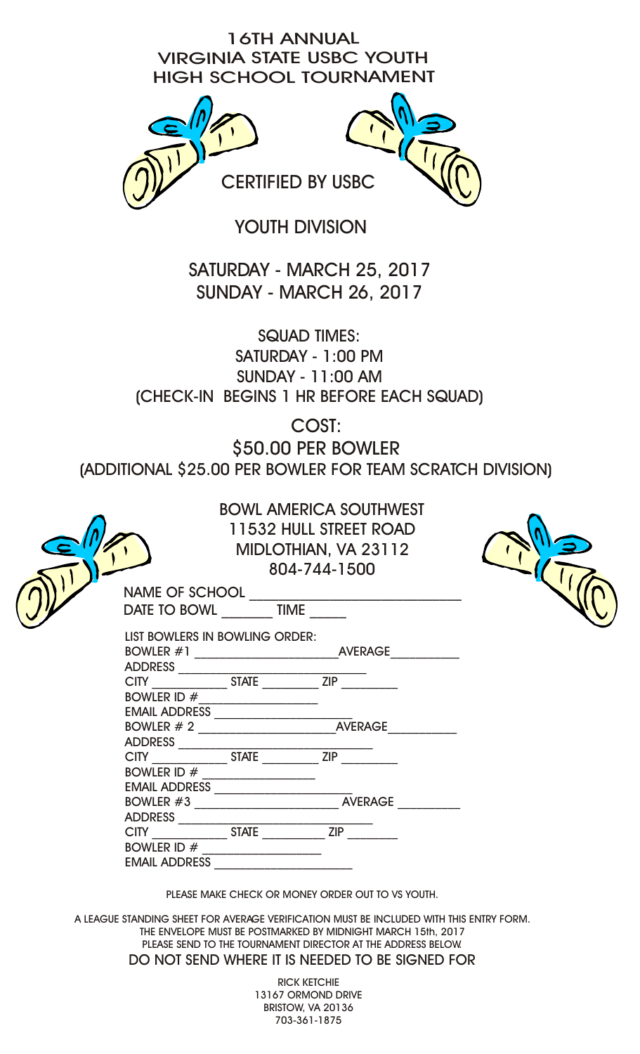# 16TH ANNUAL VIRGINIA STATE USBC YOUTH HIGH SCHOOL TOURNAMENT

CERTIFIED BY USBC

## YOUTH DIVISION

SATURDAY - MARCH 25, 2017
SUNDAY - MARCH 26, 2017

SQUAD TIMES:
SATURDAY - 1:00 PM
SUNDAY - 11:00 AM
(CHECK-IN BEGINS 1 HR BEFORE EACH SQUAD)

COST:
$50.00 PER BOWLER
(ADDITIONAL $25.00 PER BOWLER FOR TEAM SCRATCH DIVISION)

BOWL AMERICA SOUTHWEST
11532 HULL STREET ROAD
MIDLOTHIAN, VA 23112
804-744-1500

NAME OF SCHOOL ____________________________
DATE TO BOWL _______ TIME _____

LIST BOWLERS IN BOWLING ORDER:

BOWLER #1 ______________________ AVERAGE __________
ADDRESS ___________________________
CITY ___________ STATE _________ ZIP ________
BOWLER ID # __________________
EMAIL ADDRESS ____________________

BOWLER # 2 ______________________ AVERAGE __________
ADDRESS ___________________________
CITY ___________ STATE _________ ZIP ________
BOWLER ID # __________________
EMAIL ADDRESS ____________________

BOWLER #3 ______________________ AVERAGE __________
ADDRESS ___________________________
CITY ___________ STATE _________ ZIP ________
BOWLER ID # __________________
EMAIL ADDRESS ____________________

PLEASE MAKE CHECK OR MONEY ORDER OUT TO VS YOUTH.

A LEAGUE STANDING SHEET FOR AVERAGE VERIFICATION MUST BE INCLUDED WITH THIS ENTRY FORM.
THE ENVELOPE MUST BE POSTMARKED BY MIDNIGHT MARCH 15th, 2017
PLEASE SEND TO THE TOURNAMENT DIRECTOR AT THE ADDRESS BELOW.
DO NOT SEND WHERE IT IS NEEDED TO BE SIGNED FOR

RICK KETCHIE
13167 ORMOND DRIVE
BRISTOW, VA 20136
703-361-1875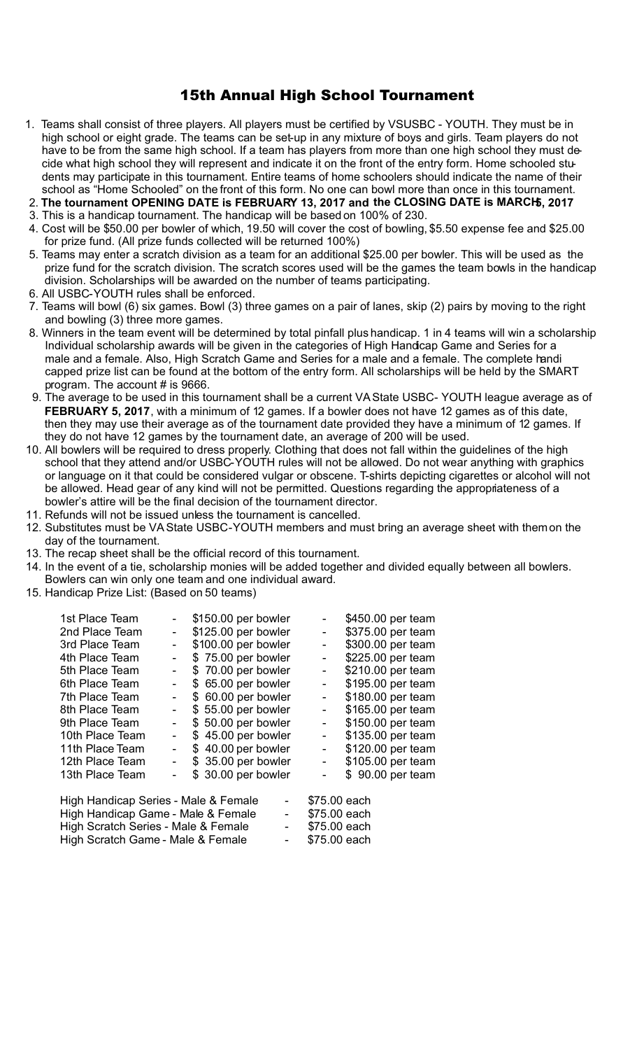# 15th Annual High School Tournament

1. Teams shall consist of three players. All players must be certified by VSUSBC - YOUTH. They must be in high school or eight grade. The teams can be set-up in any mixture of boys and girls. Team players do not have to be from the same high school. If a team has players from more than one high school they must decide what high school they will represent and indicate it on the front of the entry form. Home schooled students may participate in this tournament. Entire teams of home schoolers should indicate the name of their school as "Home Schooled" on the front of this form. No one can bowl more than once in this tournament.
2. **The tournament OPENING DATE is FEBRUARY 13, 2017 and the CLOSING DATE is MARCH 5, 2017**
3. This is a handicap tournament. The handicap will be based on 100% of 230.
4. Cost will be $50.00 per bowler of which, 19.50 will cover the cost of bowling, $5.50 expense fee and $25.00 for prize fund. (All prize funds collected will be returned 100%)
5. Teams may enter a scratch division as a team for an additional $25.00 per bowler. This will be used as the prize fund for the scratch division. The scratch scores used will be the games the team bowls in the handicap division. Scholarships will be awarded on the number of teams participating.
6. All USBC-YOUTH rules shall be enforced.
7. Teams will bowl (6) six games. Bowl (3) three games on a pair of lanes, skip (2) pairs by moving to the right and bowling (3) three more games.
8. Winners in the team event will be determined by total pinfall plus handicap. 1 in 4 teams will win a scholarship Individual scholarship awards will be given in the categories of High Handicap Game and Series for a male and a female. Also, High Scratch Game and Series for a male and a female. The complete handi capped prize list can be found at the bottom of the entry form. All scholarships will be held by the SMART program. The account # is 9666.
9. The average to be used in this tournament shall be a current VA State USBC- YOUTH league average as of **FEBRUARY 5, 2017**, with a minimum of 12 games. If a bowler does not have 12 games as of this date, then they may use their average as of the tournament date provided they have a minimum of 12 games. If they do not have 12 games by the tournament date, an average of 200 will be used.
10. All bowlers will be required to dress properly. Clothing that does not fall within the guidelines of the high school that they attend and/or USBC-YOUTH rules will not be allowed. Do not wear anything with graphics or language on it that could be considered vulgar or obscene. T-shirts depicting cigarettes or alcohol will not be allowed. Head gear of any kind will not be permitted. Questions regarding the appropriateness of a bowler's attire will be the final decision of the tournament director.
11. Refunds will not be issued unless the tournament is cancelled.
12. Substitutes must be VA State USBC-YOUTH members and must bring an average sheet with them on the day of the tournament.
13. The recap sheet shall be the official record of this tournament.
14. In the event of a tie, scholarship monies will be added together and divided equally between all bowlers. Bowlers can win only one team and one individual award.
15. Handicap Prize List: (Based on 50 teams)

| | | |
|---|---|---|
| 1st Place Team | $150.00 per bowler | $450.00 per team |
| 2nd Place Team | $125.00 per bowler | $375.00 per team |
| 3rd Place Team | $100.00 per bowler | $300.00 per team |
| 4th Place Team | $ 75.00 per bowler | $225.00 per team |
| 5th Place Team | $ 70.00 per bowler | $210.00 per team |
| 6th Place Team | $ 65.00 per bowler | $195.00 per team |
| 7th Place Team | $ 60.00 per bowler | $180.00 per team |
| 8th Place Team | $ 55.00 per bowler | $165.00 per team |
| 9th Place Team | $ 50.00 per bowler | $150.00 per team |
| 10th Place Team | $ 45.00 per bowler | $135.00 per team |
| 11th Place Team | $ 40.00 per bowler | $120.00 per team |
| 12th Place Team | $ 35.00 per bowler | $105.00 per team |
| 13th Place Team | $ 30.00 per bowler | $ 90.00 per team |

| | |
|---|---|
| High Handicap Series - Male & Female | $75.00 each |
| High Handicap Game - Male & Female | $75.00 each |
| High Scratch Series - Male & Female | $75.00 each |
| High Scratch Game - Male & Female | $75.00 each |